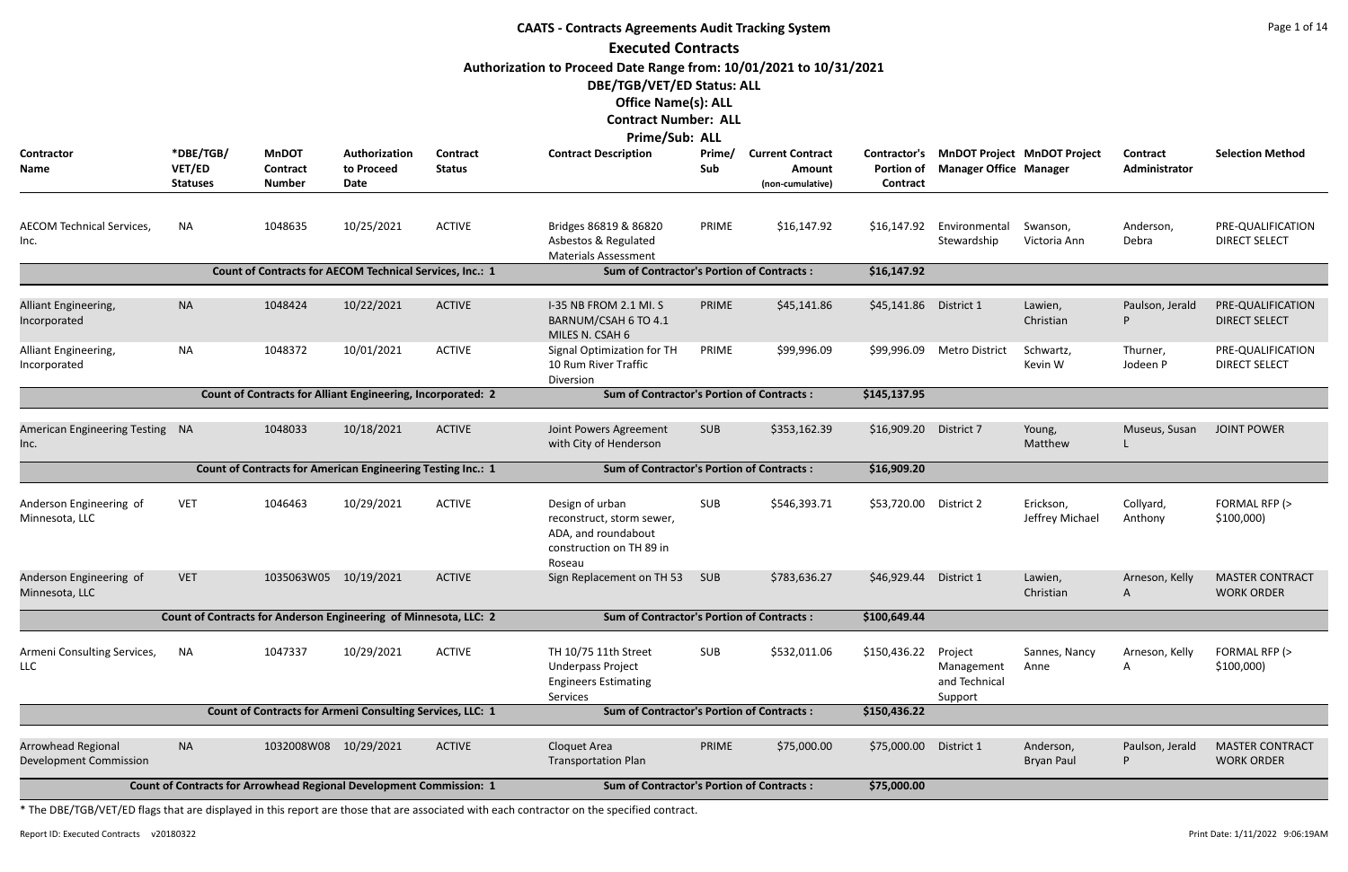# CAATS - Contracts Agreements Audit Tracking System

## Executed Contracts

**Authorization to Proceed Date Range from: 10/01/2021 to 10/31/2021**

**DBE/TGB/VET/ED Status: ALL**

**Office Name(s): ALL**

**Contract Number: ALL**

**Prime/Sub: ALL**

| Contractor Name | *DBE/TGB/VET/ED Statuses | MnDOT Contract Number | Authorization to Proceed Date | Contract Status | Contract Description | Prime/Sub | Current Contract Amount (non-cumulative) | Contractor's Portion of Contract | MnDOT Project Manager Office | MnDOT Project Manager | Contract Administrator | Selection Method |
|---|---|---|---|---|---|---|---|---|---|---|---|---|
| AECOM Technical Services, Inc. | NA | 1048635 | 10/25/2021 | ACTIVE | Bridges 86819 & 86820 Asbestos & Regulated Materials Assessment | PRIME | $16,147.92 | $16,147.92 | Environmental Stewardship | Swanson, Victoria Ann | Anderson, Debra | PRE-QUALIFICATION DIRECT SELECT |
| **Count of Contracts for AECOM Technical Services, Inc.: 1** | | | | | **Sum of Contractor's Portion of Contracts :** | | | **$16,147.92** | | | | |
| Alliant Engineering, Incorporated | NA | 1048424 | 10/22/2021 | ACTIVE | I-35 NB FROM 2.1 MI. S BARNUM/CSAH 6 TO 4.1 MILES N. CSAH 6 | PRIME | $45,141.86 | $45,141.86 | District 1 | Lawien, Christian | Paulson, Jerald P | PRE-QUALIFICATION DIRECT SELECT |
| Alliant Engineering, Incorporated | NA | 1048372 | 10/01/2021 | ACTIVE | Signal Optimization for TH 10 Rum River Traffic Diversion | PRIME | $99,996.09 | $99,996.09 | Metro District | Schwartz, Kevin W | Thurner, Jodeen P | PRE-QUALIFICATION DIRECT SELECT |
| **Count of Contracts for Alliant Engineering, Incorporated: 2** | | | | | **Sum of Contractor's Portion of Contracts :** | | | **$145,137.95** | | | | |
| American Engineering Testing Inc. | NA | 1048033 | 10/18/2021 | ACTIVE | Joint Powers Agreement with City of Henderson | SUB | $353,162.39 | $16,909.20 | District 7 | Young, Matthew | Museus, Susan L | JOINT POWER |
| **Count of Contracts for American Engineering Testing Inc.: 1** | | | | | **Sum of Contractor's Portion of Contracts :** | | | **$16,909.20** | | | | |
| Anderson Engineering of Minnesota, LLC | VET | 1046463 | 10/29/2021 | ACTIVE | Design of urban reconstruct, storm sewer, ADA, and roundabout construction on TH 89 in Roseau | SUB | $546,393.71 | $53,720.00 | District 2 | Erickson, Jeffrey Michael | Collyard, Anthony | FORMAL RFP (> $100,000) |
| Anderson Engineering of Minnesota, LLC | VET | 1035063W05 | 10/19/2021 | ACTIVE | Sign Replacement on TH 53 | SUB | $783,636.27 | $46,929.44 | District 1 | Lawien, Christian | Arneson, Kelly A | MASTER CONTRACT WORK ORDER |
| **Count of Contracts for Anderson Engineering of Minnesota, LLC: 2** | | | | | **Sum of Contractor's Portion of Contracts :** | | | **$100,649.44** | | | | |
| Armeni Consulting Services, LLC | NA | 1047337 | 10/29/2021 | ACTIVE | TH 10/75 11th Street Underpass Project Engineers Estimating Services | SUB | $532,011.06 | $150,436.22 | Project Management and Technical Support | Sannes, Nancy Anne | Arneson, Kelly A | FORMAL RFP (> $100,000) |
| **Count of Contracts for Armeni Consulting Services, LLC: 1** | | | | | **Sum of Contractor's Portion of Contracts :** | | | **$150,436.22** | | | | |
| Arrowhead Regional Development Commission | NA | 1032008W08 | 10/29/2021 | ACTIVE | Cloquet Area Transportation Plan | PRIME | $75,000.00 | $75,000.00 | District 1 | Anderson, Bryan Paul | Paulson, Jerald P | MASTER CONTRACT WORK ORDER |
| **Count of Contracts for Arrowhead Regional Development Commission: 1** | | | | | **Sum of Contractor's Portion of Contracts :** | | | **$75,000.00** | | | | |

* The DBE/TGB/VET/ED flags that are displayed in this report are those that are associated with each contractor on the specified contract.

Report ID: Executed Contracts v20180322

Print Date: 1/11/2022 9:06:19AM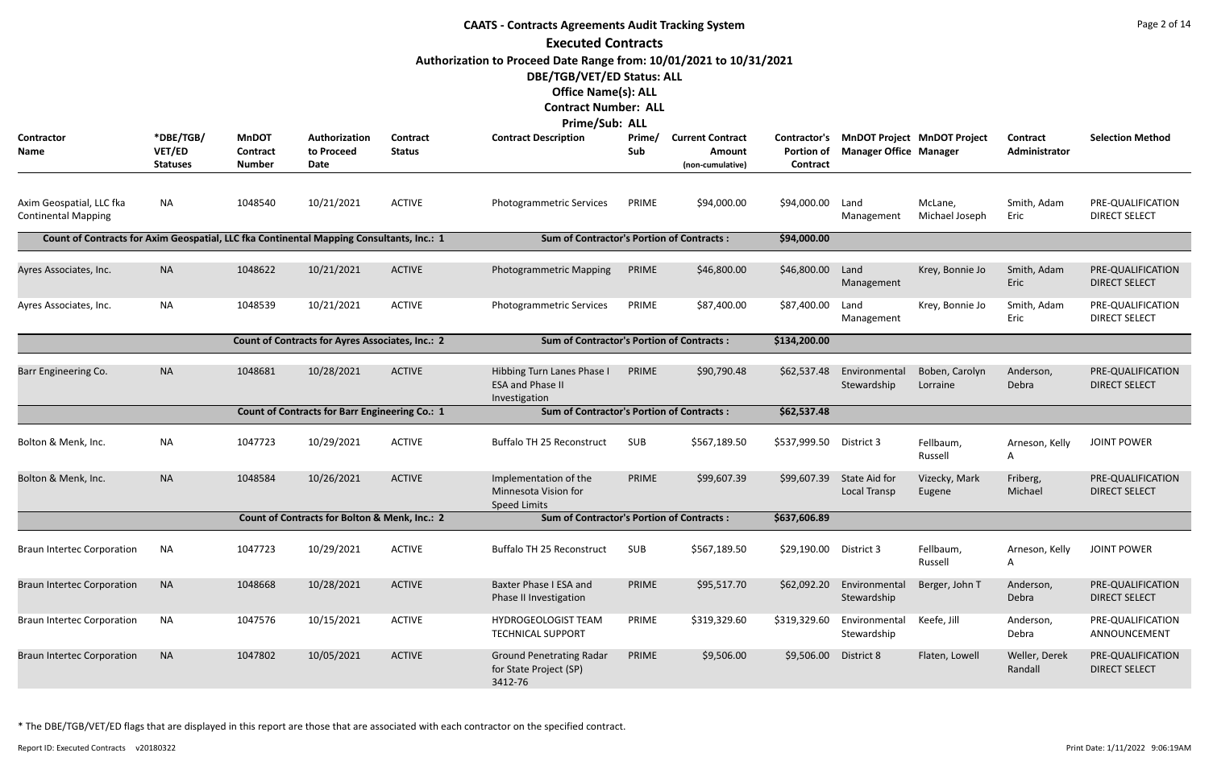# CAATS - Contracts Agreements Audit Tracking System

## Executed Contracts

**Authorization to Proceed Date Range from: 10/01/2021 to 10/31/2021**

**DBE/TGB/VET/ED Status: ALL**

**Office Name(s): ALL**

**Contract Number: ALL**

**Prime/Sub: ALL**

| Contractor Name | *DBE/TGB/ VET/ED Statuses | MnDOT Contract Number | Authorization to Proceed Date | Contract Status | Contract Description | Prime/ Sub | Current Contract Amount (non-cumulative) | Contractor's Portion of Contract | MnDOT Project Manager Office | MnDOT Project Manager | Contract Administrator | Selection Method |
|---|---|---|---|---|---|---|---|---|---|---|---|---|
| Axim Geospatial, LLC fka Continental Mapping | NA | 1048540 | 10/21/2021 | ACTIVE | Photogrammetric Services | PRIME | $94,000.00 | $94,000.00 | Land Management | McLane, Michael Joseph | Smith, Adam Eric | PRE-QUALIFICATION DIRECT SELECT |
| Count of Contracts for Axim Geospatial, LLC fka Continental Mapping Consultants, Inc.: 1 | | | | | Sum of Contractor's Portion of Contracts : | | | $94,000.00 | | | | |
| Ayres Associates, Inc. | NA | 1048622 | 10/21/2021 | ACTIVE | Photogrammetric Mapping | PRIME | $46,800.00 | $46,800.00 | Land Management | Krey, Bonnie Jo | Smith, Adam Eric | PRE-QUALIFICATION DIRECT SELECT |
| Ayres Associates, Inc. | NA | 1048539 | 10/21/2021 | ACTIVE | Photogrammetric Services | PRIME | $87,400.00 | $87,400.00 | Land Management | Krey, Bonnie Jo | Smith, Adam Eric | PRE-QUALIFICATION DIRECT SELECT |
| | | Count of Contracts for Ayres Associates, Inc.: 2 | | | Sum of Contractor's Portion of Contracts : | | | $134,200.00 | | | | |
| Barr Engineering Co. | NA | 1048681 | 10/28/2021 | ACTIVE | Hibbing Turn Lanes Phase I ESA and Phase II Investigation | PRIME | $90,790.48 | $62,537.48 | Environmental Stewardship | Boben, Carolyn Lorraine | Anderson, Debra | PRE-QUALIFICATION DIRECT SELECT |
| | | Count of Contracts for Barr Engineering Co.: 1 | | | Sum of Contractor's Portion of Contracts : | | | $62,537.48 | | | | |
| Bolton & Menk, Inc. | NA | 1047723 | 10/29/2021 | ACTIVE | Buffalo TH 25 Reconstruct | SUB | $567,189.50 | $537,999.50 | District 3 | Fellbaum, Russell | Arneson, Kelly A | JOINT POWER |
| Bolton & Menk, Inc. | NA | 1048584 | 10/26/2021 | ACTIVE | Implementation of the Minnesota Vision for Speed Limits | PRIME | $99,607.39 | $99,607.39 | State Aid for Local Transp | Vizecky, Mark Eugene | Friberg, Michael | PRE-QUALIFICATION DIRECT SELECT |
| | | Count of Contracts for Bolton & Menk, Inc.: 2 | | | Sum of Contractor's Portion of Contracts : | | | $637,606.89 | | | | |
| Braun Intertec Corporation | NA | 1047723 | 10/29/2021 | ACTIVE | Buffalo TH 25 Reconstruct | SUB | $567,189.50 | $29,190.00 | District 3 | Fellbaum, Russell | Arneson, Kelly A | JOINT POWER |
| Braun Intertec Corporation | NA | 1048668 | 10/28/2021 | ACTIVE | Baxter Phase I ESA and Phase II Investigation | PRIME | $95,517.70 | $62,092.20 | Environmental Stewardship | Berger, John T | Anderson, Debra | PRE-QUALIFICATION DIRECT SELECT |
| Braun Intertec Corporation | NA | 1047576 | 10/15/2021 | ACTIVE | HYDROGEOLOGIST TEAM TECHNICAL SUPPORT | PRIME | $319,329.60 | $319,329.60 | Environmental Stewardship | Keefe, Jill | Anderson, Debra | PRE-QUALIFICATION ANNOUNCEMENT |
| Braun Intertec Corporation | NA | 1047802 | 10/05/2021 | ACTIVE | Ground Penetrating Radar for State Project (SP) 3412-76 | PRIME | $9,506.00 | $9,506.00 | District 8 | Flaten, Lowell | Weller, Derek Randall | PRE-QUALIFICATION DIRECT SELECT |

\* The DBE/TGB/VET/ED flags that are displayed in this report are those that are associated with each contractor on the specified contract.

Report ID: Executed Contracts v20180322 Print Date: 1/11/2022 9:06:19AM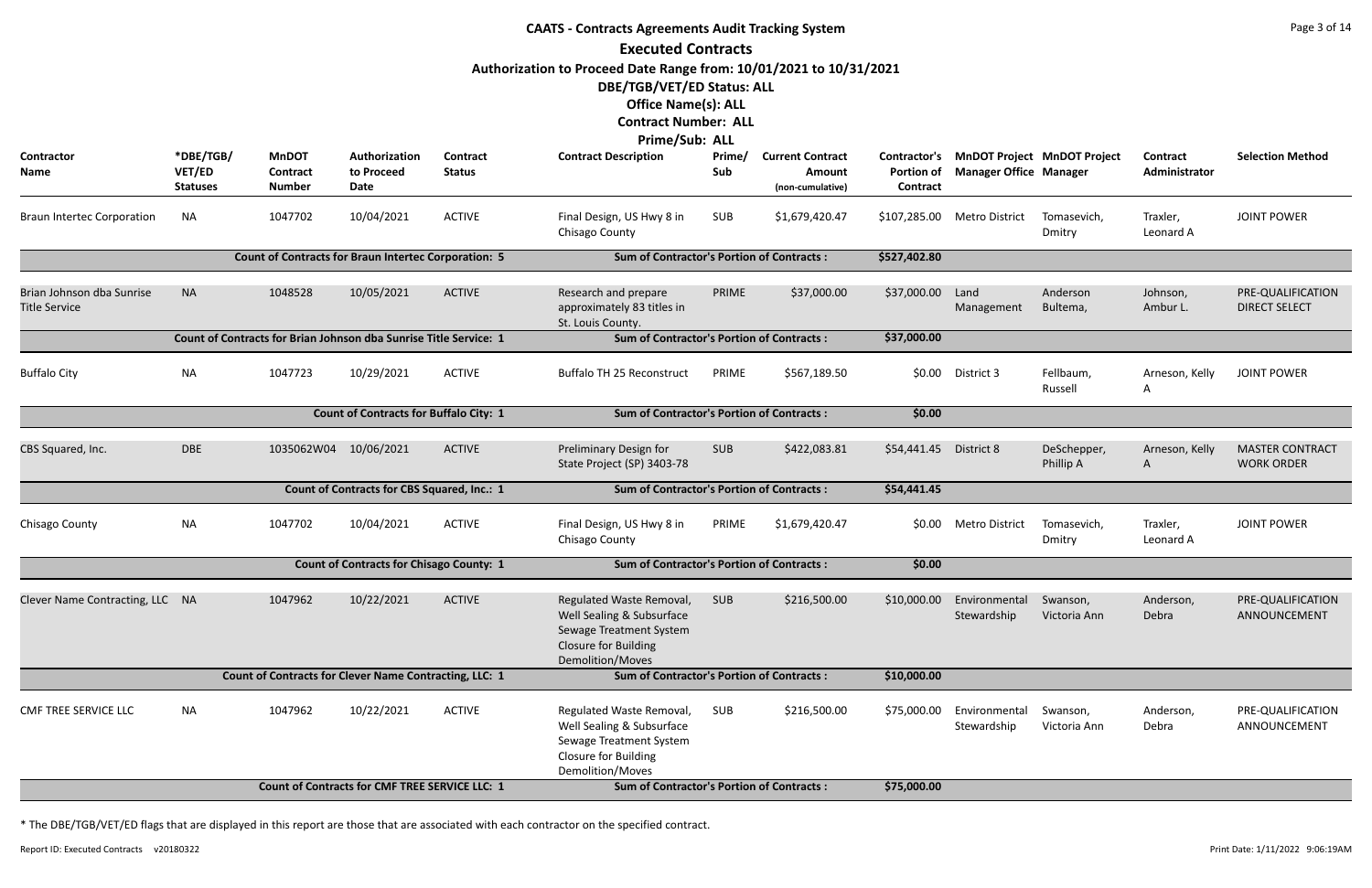# CAATS - Contracts Agreements Audit Tracking System

## Executed Contracts

**Authorization to Proceed Date Range from: 10/01/2021 to 10/31/2021**

**DBE/TGB/VET/ED Status: ALL**

**Office Name(s): ALL**

**Contract Number: ALL**

**Prime/Sub: ALL**

| Contractor Name | *DBE/TGB/VET/ED Statuses | MnDOT Contract Number | Authorization to Proceed Date | Contract Status | Contract Description | Prime/Sub | Current Contract Amount (non-cumulative) | Contractor's Portion of Contract | MnDOT Project Manager Office | MnDOT Project Manager | Contract Administrator | Selection Method |
|---|---|---|---|---|---|---|---|---|---|---|---|---|
| Braun Intertec Corporation | NA | 1047702 | 10/04/2021 | ACTIVE | Final Design, US Hwy 8 in Chisago County | SUB | $1,679,420.47 | $107,285.00 | Metro District | Tomasevich, Dmitry | Traxler, Leonard A | JOINT POWER |
| | | **Count of Contracts for Braun Intertec Corporation: 5** | | | **Sum of Contractor's Portion of Contracts :** | | | **$527,402.80** | | | | |
| Brian Johnson dba Sunrise Title Service | NA | 1048528 | 10/05/2021 | ACTIVE | Research and prepare approximately 83 titles in St. Louis County. | PRIME | $37,000.00 | $37,000.00 | Land Management | Anderson Bultema, | Johnson, Ambur L. | PRE-QUALIFICATION DIRECT SELECT |
| | | **Count of Contracts for Brian Johnson dba Sunrise Title Service: 1** | | | **Sum of Contractor's Portion of Contracts :** | | | **$37,000.00** | | | | |
| Buffalo City | NA | 1047723 | 10/29/2021 | ACTIVE | Buffalo TH 25 Reconstruct | PRIME | $567,189.50 | $0.00 | District 3 | Fellbaum, Russell | Arneson, Kelly A | JOINT POWER |
| | | **Count of Contracts for Buffalo City: 1** | | | **Sum of Contractor's Portion of Contracts :** | | | **$0.00** | | | | |
| CBS Squared, Inc. | DBE | 1035062W04 | 10/06/2021 | ACTIVE | Preliminary Design for State Project (SP) 3403-78 | SUB | $422,083.81 | $54,441.45 | District 8 | DeSchepper, Phillip A | Arneson, Kelly A | MASTER CONTRACT WORK ORDER |
| | | **Count of Contracts for CBS Squared, Inc.: 1** | | | **Sum of Contractor's Portion of Contracts :** | | | **$54,441.45** | | | | |
| Chisago County | NA | 1047702 | 10/04/2021 | ACTIVE | Final Design, US Hwy 8 in Chisago County | PRIME | $1,679,420.47 | $0.00 | Metro District | Tomasevich, Dmitry | Traxler, Leonard A | JOINT POWER |
| | | **Count of Contracts for Chisago County: 1** | | | **Sum of Contractor's Portion of Contracts :** | | | **$0.00** | | | | |
| Clever Name Contracting, LLC | NA | 1047962 | 10/22/2021 | ACTIVE | Regulated Waste Removal, Well Sealing & Subsurface Sewage Treatment System Closure for Building Demolition/Moves | SUB | $216,500.00 | $10,000.00 | Environmental Stewardship | Swanson, Victoria Ann | Anderson, Debra | PRE-QUALIFICATION ANNOUNCEMENT |
| | | **Count of Contracts for Clever Name Contracting, LLC: 1** | | | **Sum of Contractor's Portion of Contracts :** | | | **$10,000.00** | | | | |
| CMF TREE SERVICE LLC | NA | 1047962 | 10/22/2021 | ACTIVE | Regulated Waste Removal, Well Sealing & Subsurface Sewage Treatment System Closure for Building Demolition/Moves | SUB | $216,500.00 | $75,000.00 | Environmental Stewardship | Swanson, Victoria Ann | Anderson, Debra | PRE-QUALIFICATION ANNOUNCEMENT |
| | | **Count of Contracts for CMF TREE SERVICE LLC: 1** | | | **Sum of Contractor's Portion of Contracts :** | | | **$75,000.00** | | | | |

* The DBE/TGB/VET/ED flags that are displayed in this report are those that are associated with each contractor on the specified contract.

Report ID: Executed Contracts v20180322

Print Date: 1/11/2022 9:06:19AM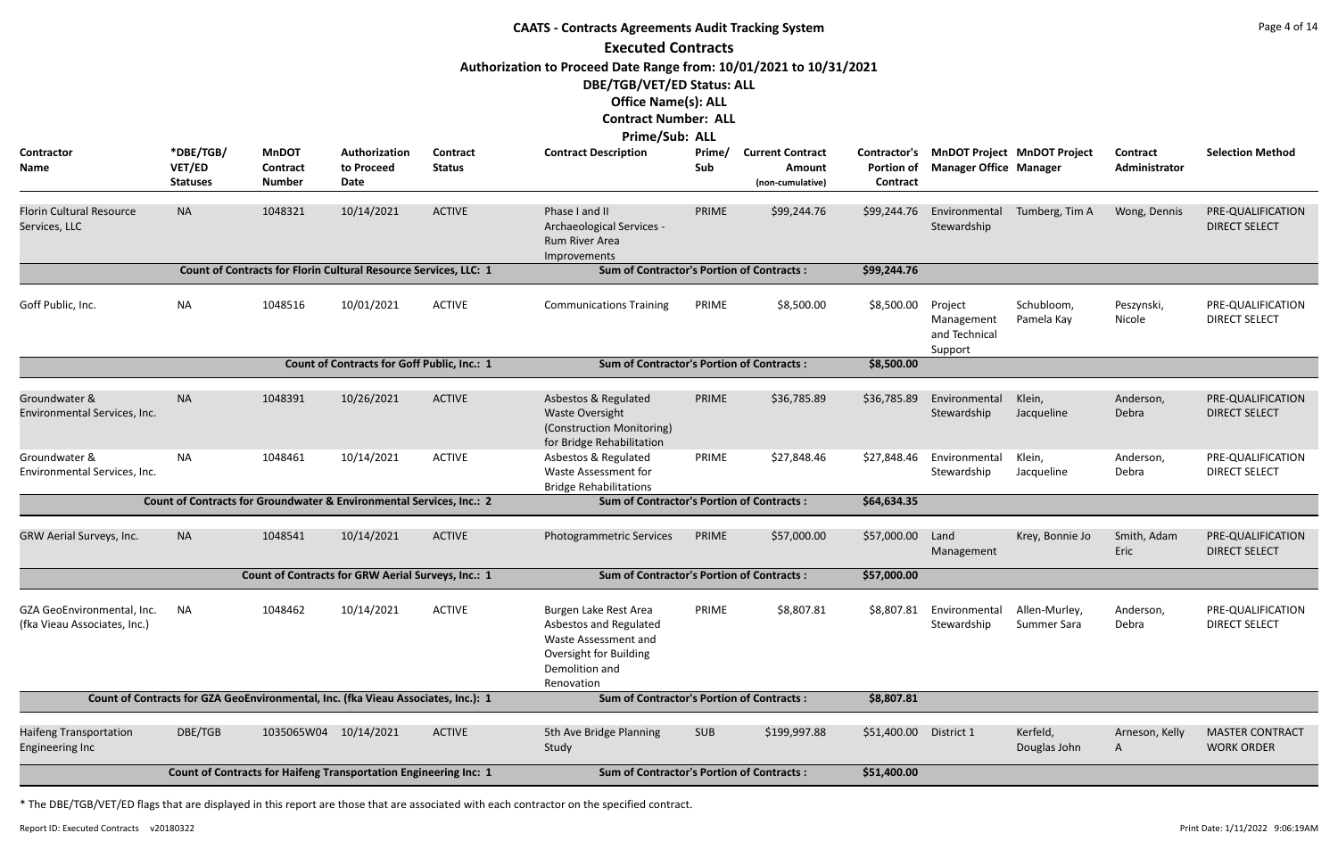# CAATS - Contracts Agreements Audit Tracking System

## Executed Contracts

**Authorization to Proceed Date Range from: 10/01/2021 to 10/31/2021**

**DBE/TGB/VET/ED Status: ALL**

**Office Name(s): ALL**

**Contract Number: ALL**

**Prime/Sub: ALL**

| Contractor Name | *DBE/TGB/ VET/ED Statuses | MnDOT Contract Number | Authorization to Proceed Date | Contract Status | Contract Description | Prime/ Sub | Current Contract Amount (non-cumulative) | Contractor's Portion of Contract | MnDOT Project Manager Office | MnDOT Project Manager | Contract Administrator | Selection Method |
|---|---|---|---|---|---|---|---|---|---|---|---|---|
| Florin Cultural Resource Services, LLC | NA | 1048321 | 10/14/2021 | ACTIVE | Phase I and II Archaeological Services - Rum River Area Improvements | PRIME | $99,244.76 | $99,244.76 | Environmental Stewardship | Tumberg, Tim A | Wong, Dennis | PRE-QUALIFICATION DIRECT SELECT |
| Count of Contracts for Florin Cultural Resource Services, LLC: 1 | | | | | Sum of Contractor's Portion of Contracts : | | | $99,244.76 | | | | |
| Goff Public, Inc. | NA | 1048516 | 10/01/2021 | ACTIVE | Communications Training | PRIME | $8,500.00 | $8,500.00 | Project Management and Technical Support | Schubloom, Pamela Kay | Peszynski, Nicole | PRE-QUALIFICATION DIRECT SELECT |
| Count of Contracts for Goff Public, Inc.: 1 | | | | | Sum of Contractor's Portion of Contracts : | | | $8,500.00 | | | | |
| Groundwater & Environmental Services, Inc. | NA | 1048391 | 10/26/2021 | ACTIVE | Asbestos & Regulated Waste Oversight (Construction Monitoring) for Bridge Rehabilitation | PRIME | $36,785.89 | $36,785.89 | Environmental Stewardship | Klein, Jacqueline | Anderson, Debra | PRE-QUALIFICATION DIRECT SELECT |
| Groundwater & Environmental Services, Inc. | NA | 1048461 | 10/14/2021 | ACTIVE | Asbestos & Regulated Waste Assessment for Bridge Rehabilitations | PRIME | $27,848.46 | $27,848.46 | Environmental Stewardship | Klein, Jacqueline | Anderson, Debra | PRE-QUALIFICATION DIRECT SELECT |
| Count of Contracts for Groundwater & Environmental Services, Inc.: 2 | | | | | Sum of Contractor's Portion of Contracts : | | | $64,634.35 | | | | |
| GRW Aerial Surveys, Inc. | NA | 1048541 | 10/14/2021 | ACTIVE | Photogrammetric Services | PRIME | $57,000.00 | $57,000.00 | Land Management | Krey, Bonnie Jo | Smith, Adam Eric | PRE-QUALIFICATION DIRECT SELECT |
| Count of Contracts for GRW Aerial Surveys, Inc.: 1 | | | | | Sum of Contractor's Portion of Contracts : | | | $57,000.00 | | | | |
| GZA GeoEnvironmental, Inc. (fka Vieau Associates, Inc.) | NA | 1048462 | 10/14/2021 | ACTIVE | Burgen Lake Rest Area Asbestos and Regulated Waste Assessment and Oversight for Building Demolition and Renovation | PRIME | $8,807.81 | $8,807.81 | Environmental Stewardship | Allen-Murley, Summer Sara | Anderson, Debra | PRE-QUALIFICATION DIRECT SELECT |
| Count of Contracts for GZA GeoEnvironmental, Inc. (fka Vieau Associates, Inc.): 1 | | | | | Sum of Contractor's Portion of Contracts : | | | $8,807.81 | | | | |
| Haifeng Transportation Engineering Inc | DBE/TGB | 1035065W04 | 10/14/2021 | ACTIVE | 5th Ave Bridge Planning Study | SUB | $199,997.88 | $51,400.00 | District 1 | Kerfeld, Douglas John | Arneson, Kelly A | MASTER CONTRACT WORK ORDER |
| Count of Contracts for Haifeng Transportation Engineering Inc: 1 | | | | | Sum of Contractor's Portion of Contracts : | | | $51,400.00 | | | | |

* The DBE/TGB/VET/ED flags that are displayed in this report are those that are associated with each contractor on the specified contract.

Report ID: Executed Contracts v20180322

Print Date: 1/11/2022 9:06:19AM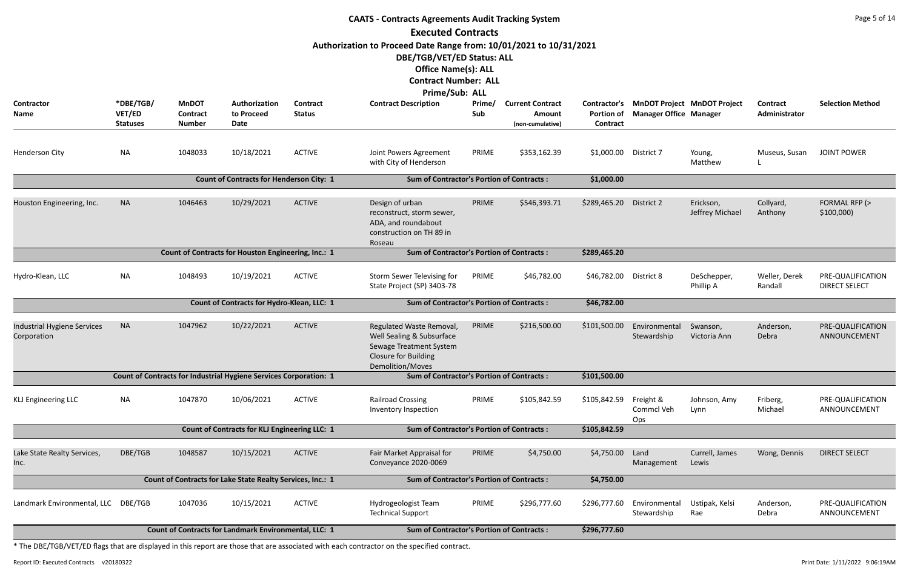# CAATS - Contracts Agreements Audit Tracking System

## Executed Contracts

**Authorization to Proceed Date Range from: 10/01/2021 to 10/31/2021**

**DBE/TGB/VET/ED Status: ALL**

**Office Name(s): ALL**

**Contract Number: ALL**

**Prime/Sub: ALL**

| Contractor Name | *DBE/TGB/VET/ED Statuses | MnDOT Contract Number | Authorization to Proceed Date | Contract Status | Contract Description | Prime/Sub | Current Contract Amount (non-cumulative) | Contractor's Portion of Contract | MnDOT Project Manager Office | MnDOT Project Manager | Contract Administrator | Selection Method |
|---|---|---|---|---|---|---|---|---|---|---|---|---|
| Henderson City | NA | 1048033 | 10/18/2021 | ACTIVE | Joint Powers Agreement with City of Henderson | PRIME | $353,162.39 | $1,000.00 | District 7 | Young, Matthew | Museus, Susan L | JOINT POWER |
| | | Count of Contracts for Henderson City: 1 | | | Sum of Contractor's Portion of Contracts : | | | $1,000.00 | | | | |
| Houston Engineering, Inc. | NA | 1046463 | 10/29/2021 | ACTIVE | Design of urban reconstruct, storm sewer, ADA, and roundabout construction on TH 89 in Roseau | PRIME | $546,393.71 | $289,465.20 | District 2 | Erickson, Jeffrey Michael | Collyard, Anthony | FORMAL RFP (> $100,000) |
| | | Count of Contracts for Houston Engineering, Inc.: 1 | | | Sum of Contractor's Portion of Contracts : | | | $289,465.20 | | | | |
| Hydro-Klean, LLC | NA | 1048493 | 10/19/2021 | ACTIVE | Storm Sewer Televising for State Project (SP) 3403-78 | PRIME | $46,782.00 | $46,782.00 | District 8 | DeSchepper, Phillip A | Weller, Derek Randall | PRE-QUALIFICATION DIRECT SELECT |
| | | Count of Contracts for Hydro-Klean, LLC: 1 | | | Sum of Contractor's Portion of Contracts : | | | $46,782.00 | | | | |
| Industrial Hygiene Services Corporation | NA | 1047962 | 10/22/2021 | ACTIVE | Regulated Waste Removal, Well Sealing & Subsurface Sewage Treatment System Closure for Building Demolition/Moves | PRIME | $216,500.00 | $101,500.00 | Environmental Stewardship | Swanson, Victoria Ann | Anderson, Debra | PRE-QUALIFICATION ANNOUNCEMENT |
| | | Count of Contracts for Industrial Hygiene Services Corporation: 1 | | | Sum of Contractor's Portion of Contracts : | | | $101,500.00 | | | | |
| KLJ Engineering LLC | NA | 1047870 | 10/06/2021 | ACTIVE | Railroad Crossing Inventory Inspection | PRIME | $105,842.59 | $105,842.59 | Freight & Commcl Veh Ops | Johnson, Amy Lynn | Friberg, Michael | PRE-QUALIFICATION ANNOUNCEMENT |
| | | Count of Contracts for KLJ Engineering LLC: 1 | | | Sum of Contractor's Portion of Contracts : | | | $105,842.59 | | | | |
| Lake State Realty Services, Inc. | DBE/TGB | 1048587 | 10/15/2021 | ACTIVE | Fair Market Appraisal for Conveyance 2020-0069 | PRIME | $4,750.00 | $4,750.00 | Land Management | Currell, James Lewis | Wong, Dennis | DIRECT SELECT |
| | | Count of Contracts for Lake State Realty Services, Inc.: 1 | | | Sum of Contractor's Portion of Contracts : | | | $4,750.00 | | | | |
| Landmark Environmental, LLC | DBE/TGB | 1047036 | 10/15/2021 | ACTIVE | Hydrogeologist Team Technical Support | PRIME | $296,777.60 | $296,777.60 | Environmental Stewardship | Ustipak, Kelsi Rae | Anderson, Debra | PRE-QUALIFICATION ANNOUNCEMENT |
| | | Count of Contracts for Landmark Environmental, LLC: 1 | | | Sum of Contractor's Portion of Contracts : | | | $296,777.60 | | | | |

* The DBE/TGB/VET/ED flags that are displayed in this report are those that are associated with each contractor on the specified contract.

Report ID: Executed Contracts v20180322 Print Date: 1/11/2022 9:06:19AM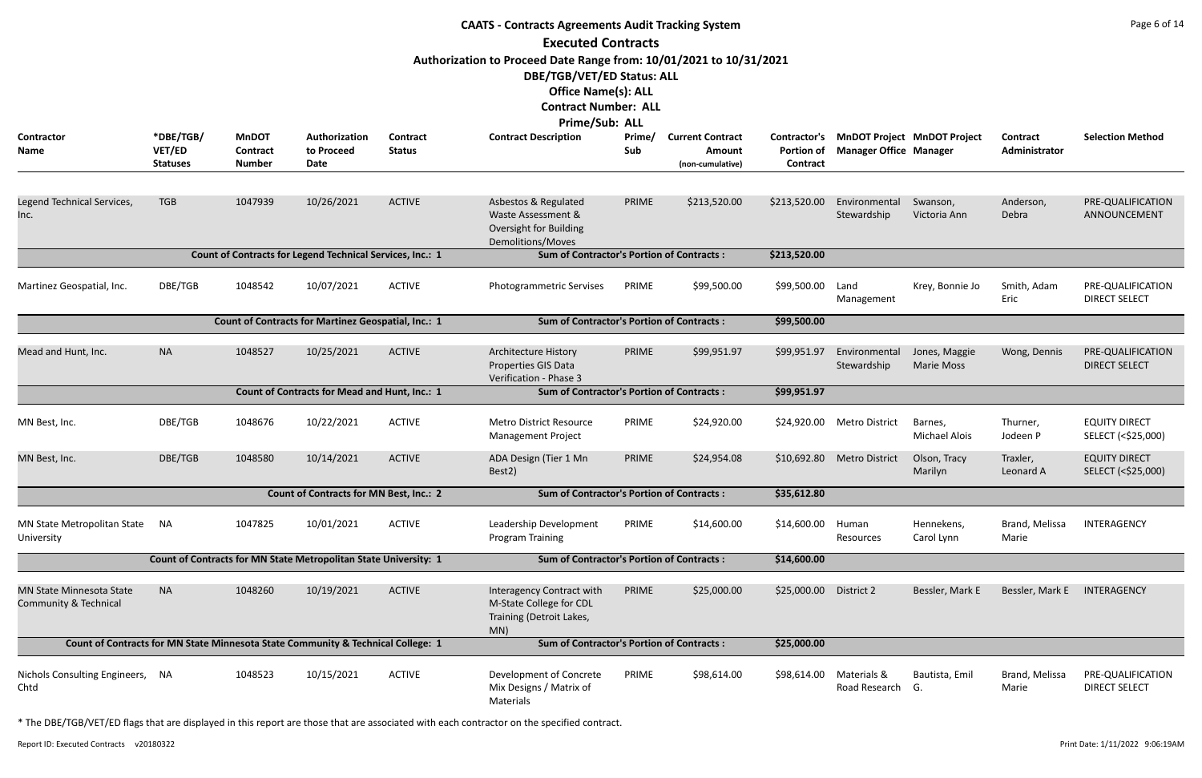# CAATS - Contracts Agreements Audit Tracking System

## Executed Contracts

**Authorization to Proceed Date Range from: 10/01/2021 to 10/31/2021**

**DBE/TGB/VET/ED Status: ALL**

**Office Name(s): ALL**

**Contract Number: ALL**

**Prime/Sub: ALL**

| Contractor Name | *DBE/TGB/ VET/ED Statuses | MnDOT Contract Number | Authorization to Proceed Date | Contract Status | Contract Description | Prime/ Sub | Current Contract Amount (non-cumulative) | Contractor's Portion of Contract | MnDOT Project Manager Office | MnDOT Project Manager | Contract Administrator | Selection Method |
|---|---|---|---|---|---|---|---|---|---|---|---|---|
| Legend Technical Services, Inc. | TGB | 1047939 | 10/26/2021 | ACTIVE | Asbestos & Regulated Waste Assessment & Oversight for Building Demolitions/Moves | PRIME | $213,520.00 | $213,520.00 | Environmental Stewardship | Swanson, Victoria Ann | Anderson, Debra | PRE-QUALIFICATION ANNOUNCEMENT |
| | | Count of Contracts for Legend Technical Services, Inc.: 1 | | | Sum of Contractor's Portion of Contracts : | | | $213,520.00 | | | | |
| Martinez Geospatial, Inc. | DBE/TGB | 1048542 | 10/07/2021 | ACTIVE | Photogrammetric Servises | PRIME | $99,500.00 | $99,500.00 | Land Management | Krey, Bonnie Jo | Smith, Adam Eric | PRE-QUALIFICATION DIRECT SELECT |
| | | Count of Contracts for Martinez Geospatial, Inc.: 1 | | | Sum of Contractor's Portion of Contracts : | | | $99,500.00 | | | | |
| Mead and Hunt, Inc. | NA | 1048527 | 10/25/2021 | ACTIVE | Architecture History Properties GIS Data Verification - Phase 3 | PRIME | $99,951.97 | $99,951.97 | Environmental Stewardship | Jones, Maggie Marie Moss | Wong, Dennis | PRE-QUALIFICATION DIRECT SELECT |
| | | Count of Contracts for Mead and Hunt, Inc.: 1 | | | Sum of Contractor's Portion of Contracts : | | | $99,951.97 | | | | |
| MN Best, Inc. | DBE/TGB | 1048676 | 10/22/2021 | ACTIVE | Metro District Resource Management Project | PRIME | $24,920.00 | $24,920.00 | Metro District | Barnes, Michael Alois | Thurner, Jodeen P | EQUITY DIRECT SELECT (<$25,000) |
| MN Best, Inc. | DBE/TGB | 1048580 | 10/14/2021 | ACTIVE | ADA Design (Tier 1 Mn Best2) | PRIME | $24,954.08 | $10,692.80 | Metro District | Olson, Tracy Marilyn | Traxler, Leonard A | EQUITY DIRECT SELECT (<$25,000) |
| | | Count of Contracts for MN Best, Inc.: 2 | | | Sum of Contractor's Portion of Contracts : | | | $35,612.80 | | | | |
| MN State Metropolitan State University | NA | 1047825 | 10/01/2021 | ACTIVE | Leadership Development Program Training | PRIME | $14,600.00 | $14,600.00 | Human Resources | Hennekens, Carol Lynn | Brand, Melissa Marie | INTERAGENCY |
| | | Count of Contracts for MN State Metropolitan State University: 1 | | | Sum of Contractor's Portion of Contracts : | | | $14,600.00 | | | | |
| MN State Minnesota State Community & Technical | NA | 1048260 | 10/19/2021 | ACTIVE | Interagency Contract with M-State College for CDL Training (Detroit Lakes, MN) | PRIME | $25,000.00 | $25,000.00 | District 2 | Bessler, Mark E | Bessler, Mark E | INTERAGENCY |
| | | Count of Contracts for MN State Minnesota State Community & Technical College: 1 | | | Sum of Contractor's Portion of Contracts : | | | $25,000.00 | | | | |
| Nichols Consulting Engineers, Chtd | NA | 1048523 | 10/15/2021 | ACTIVE | Development of Concrete Mix Designs / Matrix of Materials | PRIME | $98,614.00 | $98,614.00 | Materials & Road Research | Bautista, Emil G. | Brand, Melissa Marie | PRE-QUALIFICATION DIRECT SELECT |

* The DBE/TGB/VET/ED flags that are displayed in this report are those that are associated with each contractor on the specified contract.

Report ID: Executed Contracts v20180322 | Print Date: 1/11/2022 9:06:19AM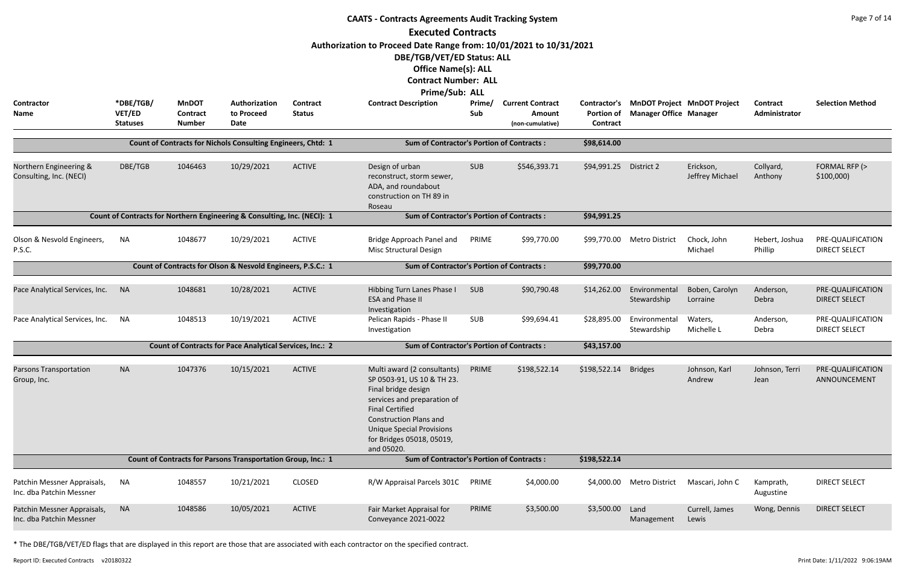# CAATS - Contracts Agreements Audit Tracking System

## Executed Contracts

**Authorization to Proceed Date Range from: 10/01/2021 to 10/31/2021**
**DBE/TGB/VET/ED Status: ALL**
**Office Name(s): ALL**
**Contract Number: ALL**
**Prime/Sub: ALL**

| Contractor Name | *DBE/TGB/ VET/ED Statuses | MnDOT Contract Number | Authorization to Proceed Date | Contract Status | Contract Description | Prime/ Sub | Current Contract Amount (non-cumulative) | Contractor's Portion of Contract | MnDOT Project Manager Office | MnDOT Project Manager | Contract Administrator | Selection Method |
|---|---|---|---|---|---|---|---|---|---|---|---|---|
| Count of Contracts for Nichols Consulting Engineers, Chtd: 1 | | | | | Sum of Contractor's Portion of Contracts : | | | $98,614.00 | | | | |
| Northern Engineering & Consulting, Inc. (NECI) | DBE/TGB | 1046463 | 10/29/2021 | ACTIVE | Design of urban reconstruct, storm sewer, ADA, and roundabout construction on TH 89 in Roseau | SUB | $546,393.71 | $94,991.25 | District 2 | Erickson, Jeffrey Michael | Collyard, Anthony | FORMAL RFP (> $100,000) |
| Count of Contracts for Northern Engineering & Consulting, Inc. (NECI): 1 | | | | | Sum of Contractor's Portion of Contracts : | | | $94,991.25 | | | | |
| Olson & Nesvold Engineers, P.S.C. | NA | 1048677 | 10/29/2021 | ACTIVE | Bridge Approach Panel and Misc Structural Design | PRIME | $99,770.00 | $99,770.00 | Metro District | Chock, John Michael | Hebert, Joshua Phillip | PRE-QUALIFICATION DIRECT SELECT |
| Count of Contracts for Olson & Nesvold Engineers, P.S.C.: 1 | | | | | Sum of Contractor's Portion of Contracts : | | | $99,770.00 | | | | |
| Pace Analytical Services, Inc. | NA | 1048681 | 10/28/2021 | ACTIVE | Hibbing Turn Lanes Phase I ESA and Phase II Investigation | SUB | $90,790.48 | $14,262.00 | Environmental Stewardship | Boben, Carolyn Lorraine | Anderson, Debra | PRE-QUALIFICATION DIRECT SELECT |
| Pace Analytical Services, Inc. | NA | 1048513 | 10/19/2021 | ACTIVE | Pelican Rapids - Phase II Investigation | SUB | $99,694.41 | $28,895.00 | Environmental Stewardship | Waters, Michelle L | Anderson, Debra | PRE-QUALIFICATION DIRECT SELECT |
| Count of Contracts for Pace Analytical Services, Inc.: 2 | | | | | Sum of Contractor's Portion of Contracts : | | | $43,157.00 | | | | |
| Parsons Transportation Group, Inc. | NA | 1047376 | 10/15/2021 | ACTIVE | Multi award (2 consultants) SP 0503-91, US 10 & TH 23. Final bridge design services and preparation of Final Certified Construction Plans and Unique Special Provisions for Bridges 05018, 05019, and 05020. | PRIME | $198,522.14 | $198,522.14 | Bridges | Johnson, Karl Andrew | Johnson, Terri Jean | PRE-QUALIFICATION ANNOUNCEMENT |
| Count of Contracts for Parsons Transportation Group, Inc.: 1 | | | | | Sum of Contractor's Portion of Contracts : | | | $198,522.14 | | | | |
| Patchin Messner Appraisals, Inc. dba Patchin Messner | NA | 1048557 | 10/21/2021 | CLOSED | R/W Appraisal Parcels 301C | PRIME | $4,000.00 | $4,000.00 | Metro District | Mascari, John C | Kamprath, Augustine | DIRECT SELECT |
| Patchin Messner Appraisals, Inc. dba Patchin Messner | NA | 1048586 | 10/05/2021 | ACTIVE | Fair Market Appraisal for Conveyance 2021-0022 | PRIME | $3,500.00 | $3,500.00 | Land Management | Currell, James Lewis | Wong, Dennis | DIRECT SELECT |

* The DBE/TGB/VET/ED flags that are displayed in this report are those that are associated with each contractor on the specified contract.

Report ID: Executed Contracts v20180322 Print Date: 1/11/2022 9:06:19AM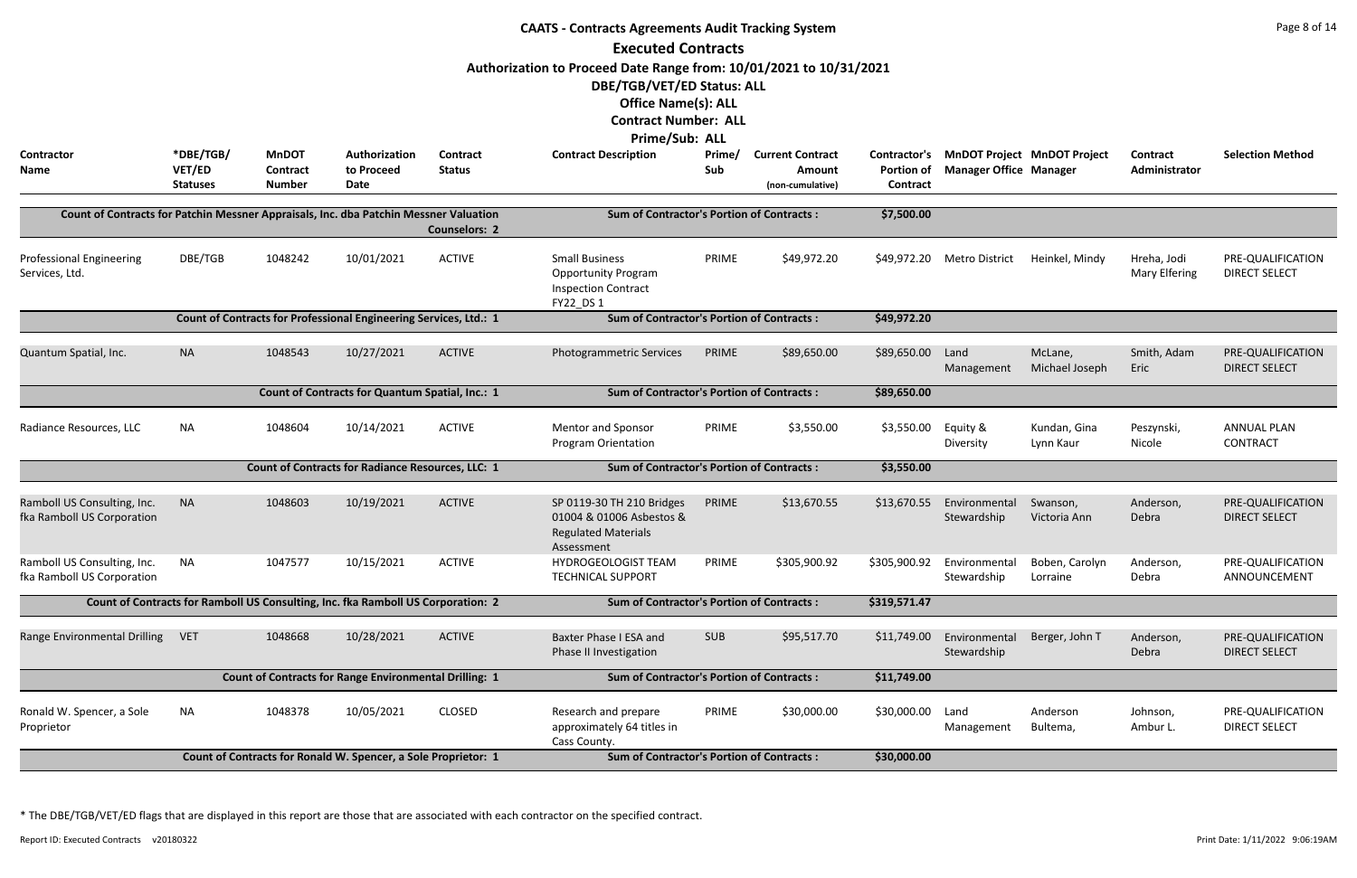# CAATS - Contracts Agreements Audit Tracking System

## Executed Contracts

**Authorization to Proceed Date Range from: 10/01/2021 to 10/31/2021**

**DBE/TGB/VET/ED Status: ALL**

**Office Name(s): ALL**

**Contract Number: ALL**

**Prime/Sub: ALL**

| Contractor Name | *DBE/TGB/ VET/ED Statuses | MnDOT Contract Number | Authorization to Proceed Date | Contract Status | Contract Description | Prime/ Sub | Current Contract Amount (non-cumulative) | Contractor's Portion of Contract | MnDOT Project Manager Office | MnDOT Project Manager | Contract Administrator | Selection Method |
|---|---|---|---|---|---|---|---|---|---|---|---|---|
| Count of Contracts for Patchin Messner Appraisals, Inc. dba Patchin Messner Valuation Counselors: 2 | | | | | Sum of Contractor's Portion of Contracts : | | | $7,500.00 | | | | |
| Professional Engineering Services, Ltd. | DBE/TGB | 1048242 | 10/01/2021 | ACTIVE | Small Business Opportunity Program Inspection Contract FY22_DS 1 | PRIME | $49,972.20 | $49,972.20 | Metro District | Heinkel, Mindy | Hreha, Jodi Mary Elfering | PRE-QUALIFICATION DIRECT SELECT |
| Count of Contracts for Professional Engineering Services, Ltd.: 1 | | | | | Sum of Contractor's Portion of Contracts : | | | $49,972.20 | | | | |
| Quantum Spatial, Inc. | NA | 1048543 | 10/27/2021 | ACTIVE | Photogrammetric Services | PRIME | $89,650.00 | $89,650.00 | Land Management | McLane, Michael Joseph | Smith, Adam Eric | PRE-QUALIFICATION DIRECT SELECT |
| Count of Contracts for Quantum Spatial, Inc.: 1 | | | | | Sum of Contractor's Portion of Contracts : | | | $89,650.00 | | | | |
| Radiance Resources, LLC | NA | 1048604 | 10/14/2021 | ACTIVE | Mentor and Sponsor Program Orientation | PRIME | $3,550.00 | $3,550.00 | Equity & Diversity | Kundan, Gina Lynn Kaur | Peszynski, Nicole | ANNUAL PLAN CONTRACT |
| Count of Contracts for Radiance Resources, LLC: 1 | | | | | Sum of Contractor's Portion of Contracts : | | | $3,550.00 | | | | |
| Ramboll US Consulting, Inc. fka Ramboll US Corporation | NA | 1048603 | 10/19/2021 | ACTIVE | SP 0119-30 TH 210 Bridges 01004 & 01006 Asbestos & Regulated Materials Assessment | PRIME | $13,670.55 | $13,670.55 | Environmental Stewardship | Swanson, Victoria Ann | Anderson, Debra | PRE-QUALIFICATION DIRECT SELECT |
| Ramboll US Consulting, Inc. fka Ramboll US Corporation | NA | 1047577 | 10/15/2021 | ACTIVE | HYDROGEOLOGIST TEAM TECHNICAL SUPPORT | PRIME | $305,900.92 | $305,900.92 | Environmental Stewardship | Boben, Carolyn Lorraine | Anderson, Debra | PRE-QUALIFICATION ANNOUNCEMENT |
| Count of Contracts for Ramboll US Consulting, Inc. fka Ramboll US Corporation: 2 | | | | | Sum of Contractor's Portion of Contracts : | | | $319,571.47 | | | | |
| Range Environmental Drilling | VET | 1048668 | 10/28/2021 | ACTIVE | Baxter Phase I ESA and Phase II Investigation | SUB | $95,517.70 | $11,749.00 | Environmental Stewardship | Berger, John T | Anderson, Debra | PRE-QUALIFICATION DIRECT SELECT |
| Count of Contracts for Range Environmental Drilling: 1 | | | | | Sum of Contractor's Portion of Contracts : | | | $11,749.00 | | | | |
| Ronald W. Spencer, a Sole Proprietor | NA | 1048378 | 10/05/2021 | CLOSED | Research and prepare approximately 64 titles in Cass County. | PRIME | $30,000.00 | $30,000.00 | Land Management | Anderson Bultema, | Johnson, Ambur L. | PRE-QUALIFICATION DIRECT SELECT |
| Count of Contracts for Ronald W. Spencer, a Sole Proprietor: 1 | | | | | Sum of Contractor's Portion of Contracts : | | | $30,000.00 | | | | |

* The DBE/TGB/VET/ED flags that are displayed in this report are those that are associated with each contractor on the specified contract.

Report ID: Executed Contracts v20180322 Print Date: 1/11/2022 9:06:19AM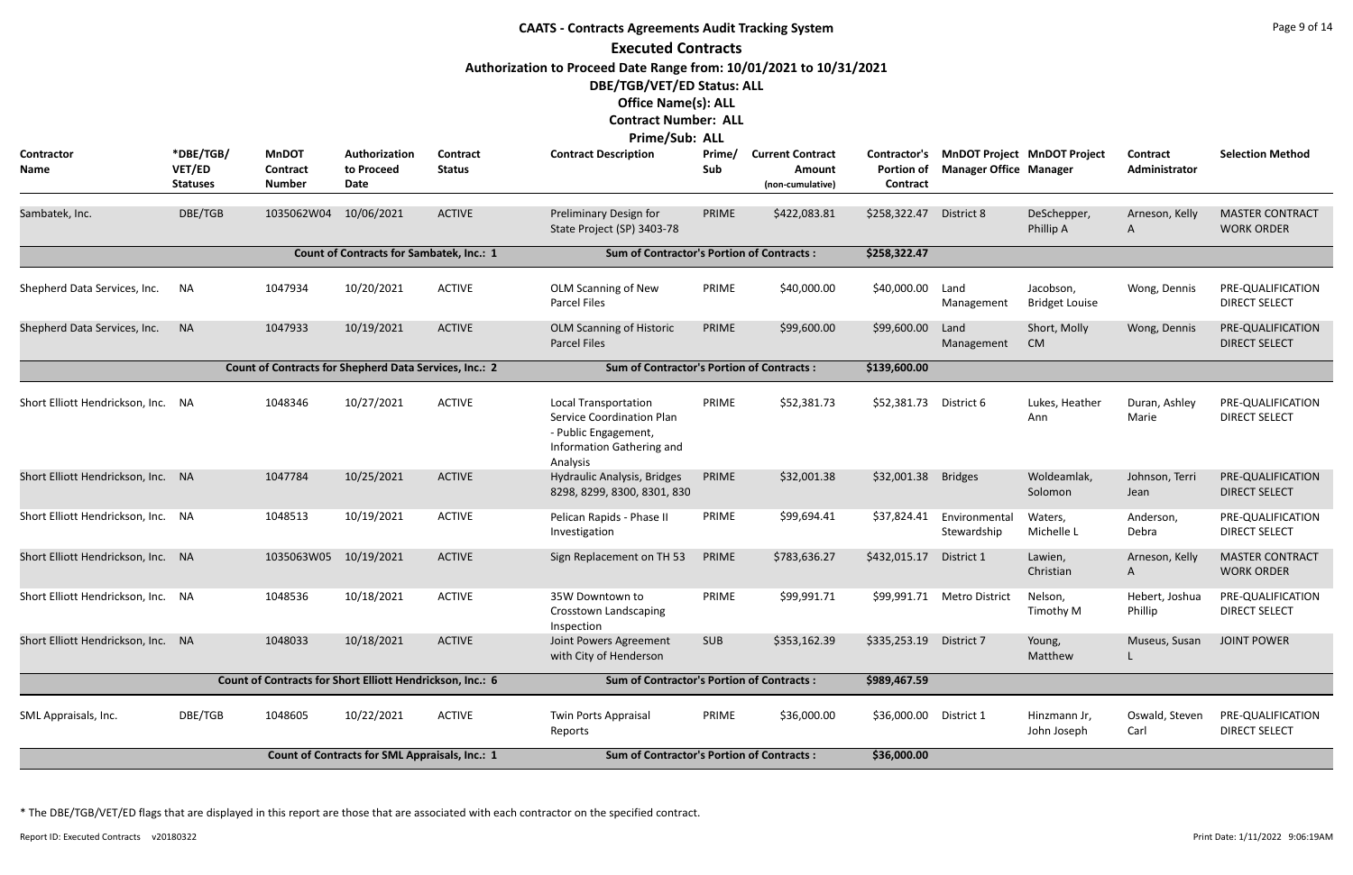# CAATS - Contracts Agreements Audit Tracking System

## Executed Contracts

**Authorization to Proceed Date Range from: 10/01/2021 to 10/31/2021**

**DBE/TGB/VET/ED Status: ALL**

**Office Name(s): ALL**

**Contract Number: ALL**

**Prime/Sub: ALL**

| Contractor Name | *DBE/TGB/ VET/ED Statuses | MnDOT Contract Number | Authorization to Proceed Date | Contract Status | Contract Description | Prime/ Sub | Current Contract Amount (non-cumulative) | Contractor's Portion of Contract | MnDOT Project Manager Office | MnDOT Project Manager | Contract Administrator | Selection Method |
|---|---|---|---|---|---|---|---|---|---|---|---|---|
| Sambatek, Inc. | DBE/TGB | 1035062W04 | 10/06/2021 | ACTIVE | Preliminary Design for State Project (SP) 3403-78 | PRIME | $422,083.81 | $258,322.47 | District 8 | DeSchepper, Phillip A | Arneson, Kelly A | MASTER CONTRACT WORK ORDER |
| | | Count of Contracts for Sambatek, Inc.: 1 | | | Sum of Contractor's Portion of Contracts : | | | $258,322.47 | | | | |
| Shepherd Data Services, Inc. | NA | 1047934 | 10/20/2021 | ACTIVE | OLM Scanning of New Parcel Files | PRIME | $40,000.00 | $40,000.00 | Land Management | Jacobson, Bridget Louise | Wong, Dennis | PRE-QUALIFICATION DIRECT SELECT |
| Shepherd Data Services, Inc. | NA | 1047933 | 10/19/2021 | ACTIVE | OLM Scanning of Historic Parcel Files | PRIME | $99,600.00 | $99,600.00 | Land Management | Short, Molly CM | Wong, Dennis | PRE-QUALIFICATION DIRECT SELECT |
| | | Count of Contracts for Shepherd Data Services, Inc.: 2 | | | Sum of Contractor's Portion of Contracts : | | | $139,600.00 | | | | |
| Short Elliott Hendrickson, Inc. | NA | 1048346 | 10/27/2021 | ACTIVE | Local Transportation Service Coordination Plan - Public Engagement, Information Gathering and Analysis | PRIME | $52,381.73 | $52,381.73 | District 6 | Lukes, Heather Ann | Duran, Ashley Marie | PRE-QUALIFICATION DIRECT SELECT |
| Short Elliott Hendrickson, Inc. | NA | 1047784 | 10/25/2021 | ACTIVE | Hydraulic Analysis, Bridges 8298, 8299, 8300, 8301, 830 | PRIME | $32,001.38 | $32,001.38 | Bridges | Woldeamlak, Solomon | Johnson, Terri Jean | PRE-QUALIFICATION DIRECT SELECT |
| Short Elliott Hendrickson, Inc. | NA | 1048513 | 10/19/2021 | ACTIVE | Pelican Rapids - Phase II Investigation | PRIME | $99,694.41 | $37,824.41 | Environmental Stewardship | Waters, Michelle L | Anderson, Debra | PRE-QUALIFICATION DIRECT SELECT |
| Short Elliott Hendrickson, Inc. | NA | 1035063W05 | 10/19/2021 | ACTIVE | Sign Replacement on TH 53 | PRIME | $783,636.27 | $432,015.17 | District 1 | Lawien, Christian | Arneson, Kelly A | MASTER CONTRACT WORK ORDER |
| Short Elliott Hendrickson, Inc. | NA | 1048536 | 10/18/2021 | ACTIVE | 35W Downtown to Crosstown Landscaping Inspection | PRIME | $99,991.71 | $99,991.71 | Metro District | Nelson, Timothy M | Hebert, Joshua Phillip | PRE-QUALIFICATION DIRECT SELECT |
| Short Elliott Hendrickson, Inc. | NA | 1048033 | 10/18/2021 | ACTIVE | Joint Powers Agreement with City of Henderson | SUB | $353,162.39 | $335,253.19 | District 7 | Young, Matthew | Museus, Susan L | JOINT POWER |
| | | Count of Contracts for Short Elliott Hendrickson, Inc.: 6 | | | Sum of Contractor's Portion of Contracts : | | | $989,467.59 | | | | |
| SML Appraisals, Inc. | DBE/TGB | 1048605 | 10/22/2021 | ACTIVE | Twin Ports Appraisal Reports | PRIME | $36,000.00 | $36,000.00 | District 1 | Hinzmann Jr, John Joseph | Oswald, Steven Carl | PRE-QUALIFICATION DIRECT SELECT |
| | | Count of Contracts for SML Appraisals, Inc.: 1 | | | Sum of Contractor's Portion of Contracts : | | | $36,000.00 | | | | |

* The DBE/TGB/VET/ED flags that are displayed in this report are those that are associated with each contractor on the specified contract.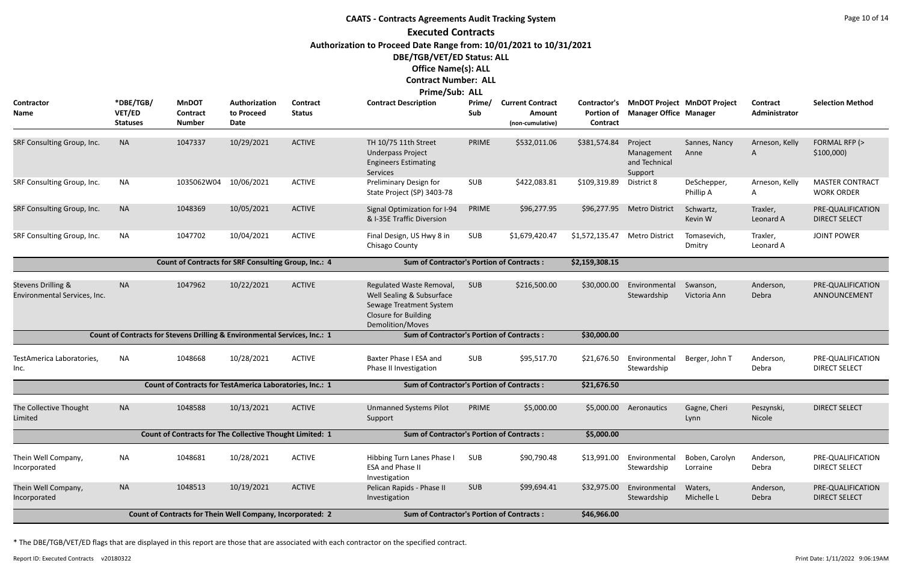# CAATS - Contracts Agreements Audit Tracking System

## Executed Contracts

**Authorization to Proceed Date Range from: 10/01/2021 to 10/31/2021**

**DBE/TGB/VET/ED Status: ALL**

**Office Name(s): ALL**

**Contract Number: ALL**

**Prime/Sub: ALL**

| Contractor Name | *DBE/TGB/VET/ED Statuses | MnDOT Contract Number | Authorization to Proceed Date | Contract Status | Contract Description | Prime/Sub | Current Contract Amount (non-cumulative) | Contractor's Portion of Contract | MnDOT Project Manager Office | MnDOT Project Manager | Contract Administrator | Selection Method |
|---|---|---|---|---|---|---|---|---|---|---|---|---|
| SRF Consulting Group, Inc. | NA | 1047337 | 10/29/2021 | ACTIVE | TH 10/75 11th Street Underpass Project Engineers Estimating Services | PRIME | $532,011.06 | $381,574.84 | Project Management and Technical Support | Sannes, Nancy Anne | Arneson, Kelly A | FORMAL RFP (> $100,000) |
| SRF Consulting Group, Inc. | NA | 1035062W04 | 10/06/2021 | ACTIVE | Preliminary Design for State Project (SP) 3403-78 | SUB | $422,083.81 | $109,319.89 | District 8 | DeSchepper, Phillip A | Arneson, Kelly A | MASTER CONTRACT WORK ORDER |
| SRF Consulting Group, Inc. | NA | 1048369 | 10/05/2021 | ACTIVE | Signal Optimization for I-94 & I-35E Traffic Diversion | PRIME | $96,277.95 | $96,277.95 | Metro District | Schwartz, Kevin W | Traxler, Leonard A | PRE-QUALIFICATION DIRECT SELECT |
| SRF Consulting Group, Inc. | NA | 1047702 | 10/04/2021 | ACTIVE | Final Design, US Hwy 8 in Chisago County | SUB | $1,679,420.47 | $1,572,135.47 | Metro District | Tomasevich, Dmitry | Traxler, Leonard A | JOINT POWER |
| | | Count of Contracts for SRF Consulting Group, Inc.: 4 | | | Sum of Contractor's Portion of Contracts : | | | $2,159,308.15 | | | | |
| Stevens Drilling & Environmental Services, Inc. | NA | 1047962 | 10/22/2021 | ACTIVE | Regulated Waste Removal, Well Sealing & Subsurface Sewage Treatment System Closure for Building Demolition/Moves | SUB | $216,500.00 | $30,000.00 | Environmental Stewardship | Swanson, Victoria Ann | Anderson, Debra | PRE-QUALIFICATION ANNOUNCEMENT |
| | | Count of Contracts for Stevens Drilling & Environmental Services, Inc.: 1 | | | Sum of Contractor's Portion of Contracts : | | | $30,000.00 | | | | |
| TestAmerica Laboratories, Inc. | NA | 1048668 | 10/28/2021 | ACTIVE | Baxter Phase I ESA and Phase II Investigation | SUB | $95,517.70 | $21,676.50 | Environmental Stewardship | Berger, John T | Anderson, Debra | PRE-QUALIFICATION DIRECT SELECT |
| | | Count of Contracts for TestAmerica Laboratories, Inc.: 1 | | | Sum of Contractor's Portion of Contracts : | | | $21,676.50 | | | | |
| The Collective Thought Limited | NA | 1048588 | 10/13/2021 | ACTIVE | Unmanned Systems Pilot Support | PRIME | $5,000.00 | $5,000.00 | Aeronautics | Gagne, Cheri Lynn | Peszynski, Nicole | DIRECT SELECT |
| | | Count of Contracts for The Collective Thought Limited: 1 | | | Sum of Contractor's Portion of Contracts : | | | $5,000.00 | | | | |
| Thein Well Company, Incorporated | NA | 1048681 | 10/28/2021 | ACTIVE | Hibbing Turn Lanes Phase I ESA and Phase II Investigation | SUB | $90,790.48 | $13,991.00 | Environmental Stewardship | Boben, Carolyn Lorraine | Anderson, Debra | PRE-QUALIFICATION DIRECT SELECT |
| Thein Well Company, Incorporated | NA | 1048513 | 10/19/2021 | ACTIVE | Pelican Rapids - Phase II Investigation | SUB | $99,694.41 | $32,975.00 | Environmental Stewardship | Waters, Michelle L | Anderson, Debra | PRE-QUALIFICATION DIRECT SELECT |
| | | Count of Contracts for Thein Well Company, Incorporated: 2 | | | Sum of Contractor's Portion of Contracts : | | | $46,966.00 | | | | |

* The DBE/TGB/VET/ED flags that are displayed in this report are those that are associated with each contractor on the specified contract.

Report ID: Executed Contracts v20180322 Print Date: 1/11/2022 9:06:19AM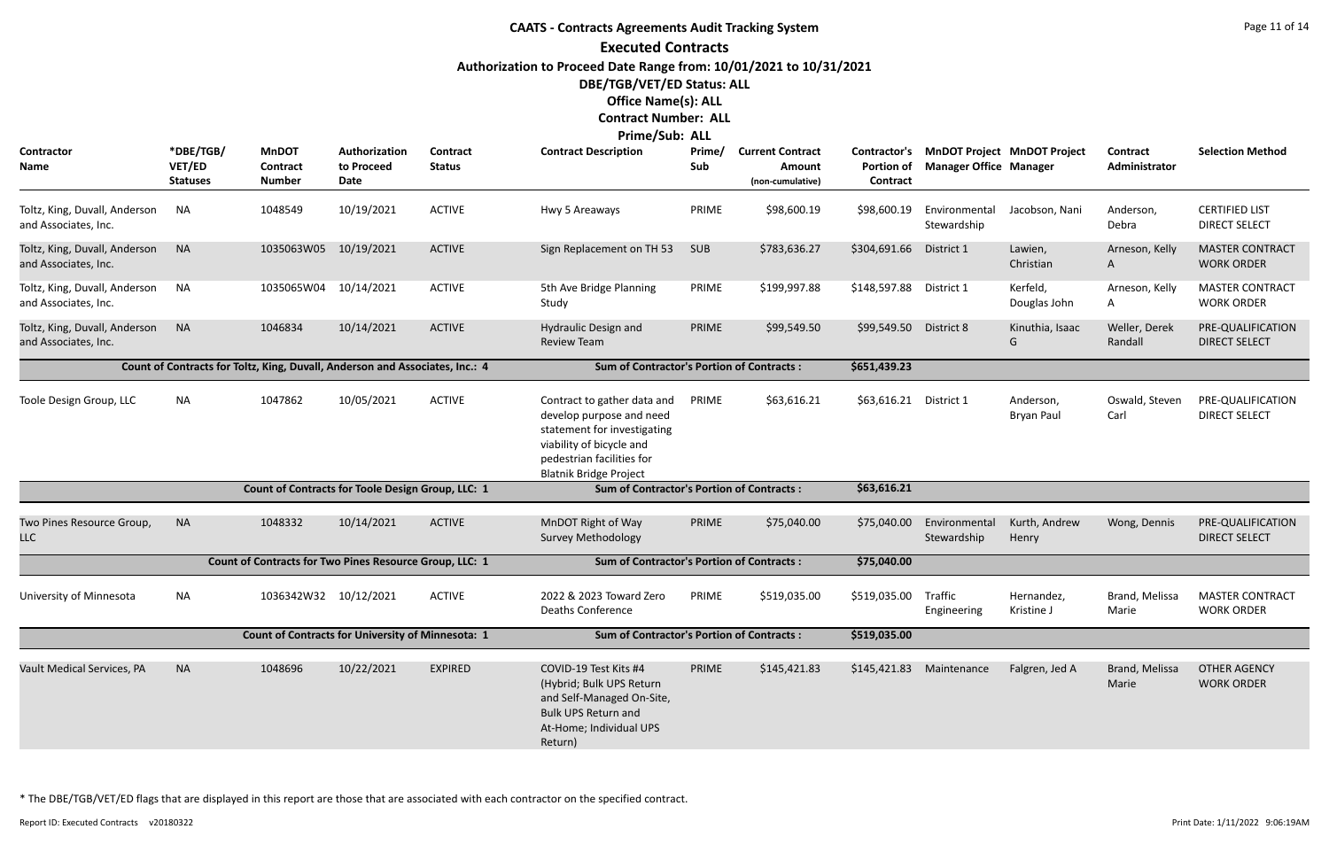# CAATS - Contracts Agreements Audit Tracking System

## Executed Contracts

**Authorization to Proceed Date Range from: 10/01/2021 to 10/31/2021**

**DBE/TGB/VET/ED Status: ALL**

**Office Name(s): ALL**

**Contract Number: ALL**

**Prime/Sub: ALL**

| Contractor Name | *DBE/TGB/ VET/ED Statuses | MnDOT Contract Number | Authorization to Proceed Date | Contract Status | Contract Description | Prime/ Sub | Current Contract Amount (non-cumulative) | Contractor's Portion of Contract | MnDOT Project Manager Office | MnDOT Project Manager | Contract Administrator | Selection Method |
|---|---|---|---|---|---|---|---|---|---|---|---|---|
| Toltz, King, Duvall, Anderson and Associates, Inc. | NA | 1048549 | 10/19/2021 | ACTIVE | Hwy 5 Areaways | PRIME | $98,600.19 | $98,600.19 | Environmental Stewardship | Jacobson, Nani | Anderson, Debra | CERTIFIED LIST DIRECT SELECT |
| Toltz, King, Duvall, Anderson and Associates, Inc. | NA | 1035063W05 | 10/19/2021 | ACTIVE | Sign Replacement on TH 53 | SUB | $783,636.27 | $304,691.66 | District 1 | Lawien, Christian | Arneson, Kelly A | MASTER CONTRACT WORK ORDER |
| Toltz, King, Duvall, Anderson and Associates, Inc. | NA | 1035065W04 | 10/14/2021 | ACTIVE | 5th Ave Bridge Planning Study | PRIME | $199,997.88 | $148,597.88 | District 1 | Kerfeld, Douglas John | Arneson, Kelly A | MASTER CONTRACT WORK ORDER |
| Toltz, King, Duvall, Anderson and Associates, Inc. | NA | 1046834 | 10/14/2021 | ACTIVE | Hydraulic Design and Review Team | PRIME | $99,549.50 | $99,549.50 | District 8 | Kinuthia, Isaac G | Weller, Derek Randall | PRE-QUALIFICATION DIRECT SELECT |
| | Count of Contracts for Toltz, King, Duvall, Anderson and Associates, Inc.: 4 | | | | Sum of Contractor's Portion of Contracts : | | | $651,439.23 | | | | |
| Toole Design Group, LLC | NA | 1047862 | 10/05/2021 | ACTIVE | Contract to gather data and develop purpose and need statement for investigating viability of bicycle and pedestrian facilities for Blatnik Bridge Project | PRIME | $63,616.21 | $63,616.21 | District 1 | Anderson, Bryan Paul | Oswald, Steven Carl | PRE-QUALIFICATION DIRECT SELECT |
| | Count of Contracts for Toole Design Group, LLC: 1 | | | | Sum of Contractor's Portion of Contracts : | | | $63,616.21 | | | | |
| Two Pines Resource Group, LLC | NA | 1048332 | 10/14/2021 | ACTIVE | MnDOT Right of Way Survey Methodology | PRIME | $75,040.00 | $75,040.00 | Environmental Stewardship | Kurth, Andrew Henry | Wong, Dennis | PRE-QUALIFICATION DIRECT SELECT |
| | Count of Contracts for Two Pines Resource Group, LLC: 1 | | | | Sum of Contractor's Portion of Contracts : | | | $75,040.00 | | | | |
| University of Minnesota | NA | 1036342W32 | 10/12/2021 | ACTIVE | 2022 & 2023 Toward Zero Deaths Conference | PRIME | $519,035.00 | $519,035.00 | Traffic Engineering | Hernandez, Kristine J | Brand, Melissa Marie | MASTER CONTRACT WORK ORDER |
| | Count of Contracts for University of Minnesota: 1 | | | | Sum of Contractor's Portion of Contracts : | | | $519,035.00 | | | | |
| Vault Medical Services, PA | NA | 1048696 | 10/22/2021 | EXPIRED | COVID-19 Test Kits #4 (Hybrid; Bulk UPS Return and Self-Managed On-Site, Bulk UPS Return and At-Home; Individual UPS Return) | PRIME | $145,421.83 | $145,421.83 | Maintenance | Falgren, Jed A | Brand, Melissa Marie | OTHER AGENCY WORK ORDER |

* The DBE/TGB/VET/ED flags that are displayed in this report are those that are associated with each contractor on the specified contract.

Report ID: Executed Contracts v20180322

Print Date: 1/11/2022 9:06:19AM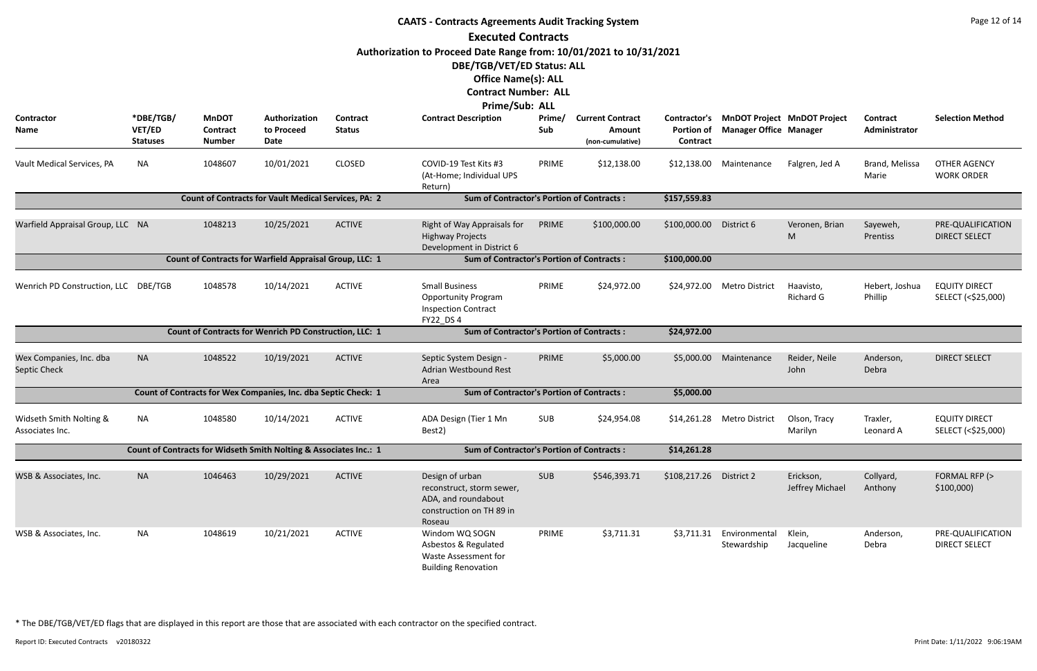# CAATS - Contracts Agreements Audit Tracking System

## Executed Contracts

**Authorization to Proceed Date Range from: 10/01/2021 to 10/31/2021**

**DBE/TGB/VET/ED Status: ALL**

**Office Name(s): ALL**

**Contract Number: ALL**

**Prime/Sub: ALL**

| Contractor Name | *DBE/TGB/VET/ED Statuses | MnDOT Contract Number | Authorization to Proceed Date | Contract Status | Contract Description | Prime/Sub | Current Contract Amount (non-cumulative) | Contractor's Portion of Contract | MnDOT Project Manager Office | MnDOT Project Manager | Contract Administrator | Selection Method |
|---|---|---|---|---|---|---|---|---|---|---|---|---|
| Vault Medical Services, PA | NA | 1048607 | 10/01/2021 | CLOSED | COVID-19 Test Kits #3 (At-Home; Individual UPS Return) | PRIME | $12,138.00 | $12,138.00 | Maintenance | Falgren, Jed A | Brand, Melissa Marie | OTHER AGENCY WORK ORDER |
| | | Count of Contracts for Vault Medical Services, PA: 2 | | | Sum of Contractor's Portion of Contracts : | | | $157,559.83 | | | | |
| Warfield Appraisal Group, LLC | NA | 1048213 | 10/25/2021 | ACTIVE | Right of Way Appraisals for Highway Projects Development in District 6 | PRIME | $100,000.00 | $100,000.00 | District 6 | Veronen, Brian M | Sayeweh, Prentiss | PRE-QUALIFICATION DIRECT SELECT |
| | | Count of Contracts for Warfield Appraisal Group, LLC: 1 | | | Sum of Contractor's Portion of Contracts : | | | $100,000.00 | | | | |
| Wenrich PD Construction, LLC | DBE/TGB | 1048578 | 10/14/2021 | ACTIVE | Small Business Opportunity Program Inspection Contract FY22_DS 4 | PRIME | $24,972.00 | $24,972.00 | Metro District | Haavisto, Richard G | Hebert, Joshua Phillip | EQUITY DIRECT SELECT (<$25,000) |
| | | Count of Contracts for Wenrich PD Construction, LLC: 1 | | | Sum of Contractor's Portion of Contracts : | | | $24,972.00 | | | | |
| Wex Companies, Inc. dba Septic Check | NA | 1048522 | 10/19/2021 | ACTIVE | Septic System Design - Adrian Westbound Rest Area | PRIME | $5,000.00 | $5,000.00 | Maintenance | Reider, Neile John | Anderson, Debra | DIRECT SELECT |
| | | Count of Contracts for Wex Companies, Inc. dba Septic Check: 1 | | | Sum of Contractor's Portion of Contracts : | | | $5,000.00 | | | | |
| Widseth Smith Nolting & Associates Inc. | NA | 1048580 | 10/14/2021 | ACTIVE | ADA Design (Tier 1 Mn Best2) | SUB | $24,954.08 | $14,261.28 | Metro District | Olson, Tracy Marilyn | Traxler, Leonard A | EQUITY DIRECT SELECT (<$25,000) |
| | | Count of Contracts for Widseth Smith Nolting & Associates Inc.: 1 | | | Sum of Contractor's Portion of Contracts : | | | $14,261.28 | | | | |
| WSB & Associates, Inc. | NA | 1046463 | 10/29/2021 | ACTIVE | Design of urban reconstruct, storm sewer, ADA, and roundabout construction on TH 89 in Roseau | SUB | $546,393.71 | $108,217.26 | District 2 | Erickson, Jeffrey Michael | Collyard, Anthony | FORMAL RFP (> $100,000) |
| WSB & Associates, Inc. | NA | 1048619 | 10/21/2021 | ACTIVE | Windom WQ SOGN Asbestos & Regulated Waste Assessment for Building Renovation | PRIME | $3,711.31 | $3,711.31 | Environmental Stewardship | Klein, Jacqueline | Anderson, Debra | PRE-QUALIFICATION DIRECT SELECT |

\* The DBE/TGB/VET/ED flags that are displayed in this report are those that are associated with each contractor on the specified contract.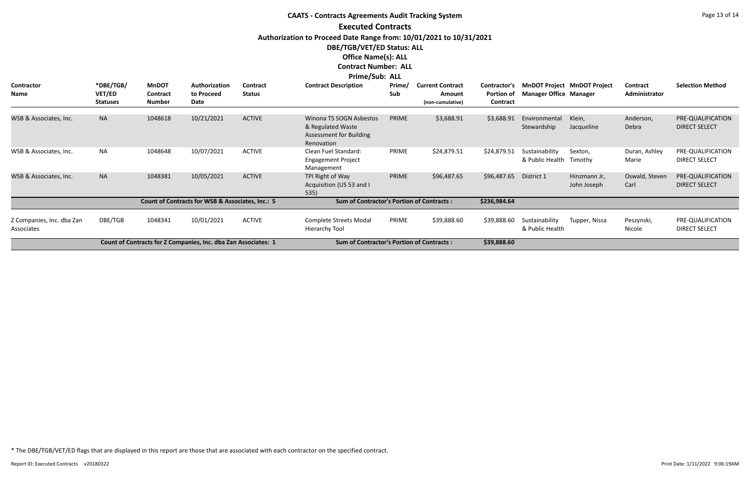# CAATS - Contracts Agreements Audit Tracking System

## Executed Contracts

**Authorization to Proceed Date Range from: 10/01/2021 to 10/31/2021**

**DBE/TGB/VET/ED Status: ALL**

**Office Name(s): ALL**

**Contract Number: ALL**

**Prime/Sub: ALL**

| Contractor Name | *DBE/TGB/ VET/ED Statuses | MnDOT Contract Number | Authorization to Proceed Date | Contract Status | Contract Description | Prime/ Sub | Current Contract Amount (non-cumulative) | Contractor's Portion of Contract | MnDOT Project Manager Office | MnDOT Project Manager | Contract Administrator | Selection Method |
|---|---|---|---|---|---|---|---|---|---|---|---|---|
| WSB & Associates, Inc. | NA | 1048618 | 10/21/2021 | ACTIVE | Winona TS SOGN Asbestos & Regulated Waste Assessment for Building Renovation | PRIME | $3,688.91 | $3,688.91 | Environmental Stewardship | Klein, Jacqueline | Anderson, Debra | PRE-QUALIFICATION DIRECT SELECT |
| WSB & Associates, Inc. | NA | 1048648 | 10/07/2021 | ACTIVE | Clean Fuel Standard: Engagement Project Management | PRIME | $24,879.51 | $24,879.51 | Sustainability & Public Health | Sexton, Timothy | Duran, Ashley Marie | PRE-QUALIFICATION DIRECT SELECT |
| WSB & Associates, Inc. | NA | 1048381 | 10/05/2021 | ACTIVE | TPI Right of Way Acquisition (US 53 and I 535) | PRIME | $96,487.65 | $96,487.65 | District 1 | Hinzmann Jr, John Joseph | Oswald, Steven Carl | PRE-QUALIFICATION DIRECT SELECT |
| | | Count of Contracts for WSB & Associates, Inc.: 5 | | | Sum of Contractor's Portion of Contracts : | | | $236,984.64 | | | | |
| Z Companies, Inc. dba Zan Associates | DBE/TGB | 1048341 | 10/01/2021 | ACTIVE | Complete Streets Modal Hierarchy Tool | PRIME | $39,888.60 | $39,888.60 | Sustainability & Public Health | Tupper, Nissa | Peszynski, Nicole | PRE-QUALIFICATION DIRECT SELECT |
| | | Count of Contracts for Z Companies, Inc. dba Zan Associates: 1 | | | Sum of Contractor's Portion of Contracts : | | | $39,888.60 | | | | |

* The DBE/TGB/VET/ED flags that are displayed in this report are those that are associated with each contractor on the specified contract.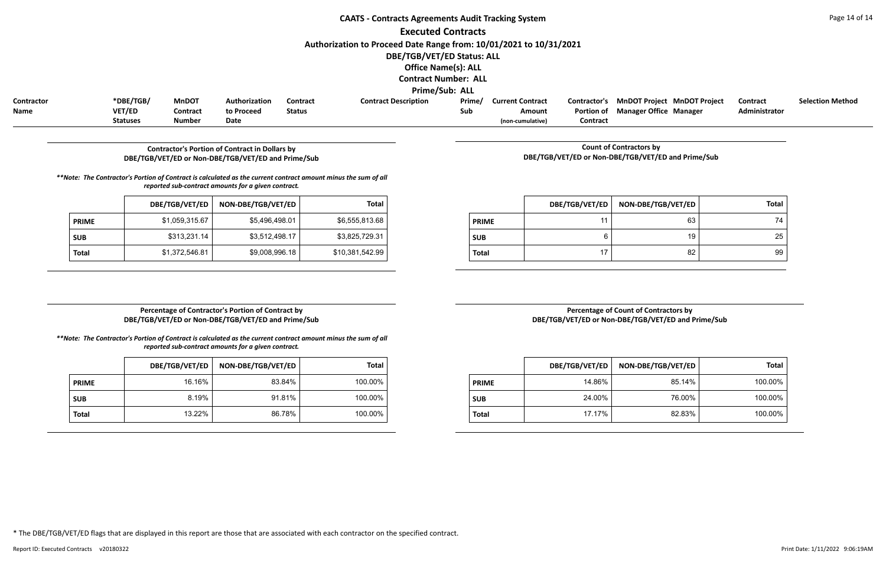# CAATS - Contracts Agreements Audit Tracking System

## Executed Contracts

**Authorization to Proceed Date Range from: 10/01/2021 to 10/31/2021**

**DBE/TGB/VET/ED Status: ALL**

**Office Name(s): ALL**

**Contract Number: ALL**

**Prime/Sub: ALL**

| Contractor Name | *DBE/TGB/ VET/ED Statuses | MnDOT Contract Number | Authorization to Proceed Date | Contract Status | Contract Description | Prime/ Sub | Current Contract Amount (non-cumulative) | Contractor's Portion of Contract | MnDOT Project Manager Office | MnDOT Project Manager | Contract Administrator | Selection Method |
|---|---|---|---|---|---|---|---|---|---|---|---|---|

### Contractor's Portion of Contract in Dollars by DBE/TGB/VET/ED or Non-DBE/TGB/VET/ED and Prime/Sub

***Note: The Contractor's Portion of Contract is calculated as the current contract amount minus the sum of all reported sub-contract amounts for a given contract.*

| | DBE/TGB/VET/ED | NON-DBE/TGB/VET/ED | Total |
|---|---|---|---|
| **PRIME** | $1,059,315.67 | $5,496,498.01 | $6,555,813.68 |
| **SUB** | $313,231.14 | $3,512,498.17 | $3,825,729.31 |
| **Total** | $1,372,546.81 | $9,008,996.18 | $10,381,542.99 |

### Count of Contractors by DBE/TGB/VET/ED or Non-DBE/TGB/VET/ED and Prime/Sub

| | DBE/TGB/VET/ED | NON-DBE/TGB/VET/ED | Total |
|---|---|---|---|
| **PRIME** | 11 | 63 | 74 |
| **SUB** | 6 | 19 | 25 |
| **Total** | 17 | 82 | 99 |

### Percentage of Contractor's Portion of Contract by DBE/TGB/VET/ED or Non-DBE/TGB/VET/ED and Prime/Sub

***Note: The Contractor's Portion of Contract is calculated as the current contract amount minus the sum of all reported sub-contract amounts for a given contract.*

| | DBE/TGB/VET/ED | NON-DBE/TGB/VET/ED | Total |
|---|---|---|---|
| **PRIME** | 16.16% | 83.84% | 100.00% |
| **SUB** | 8.19% | 91.81% | 100.00% |
| **Total** | 13.22% | 86.78% | 100.00% |

### Percentage of Count of Contractors by DBE/TGB/VET/ED or Non-DBE/TGB/VET/ED and Prime/Sub

| | DBE/TGB/VET/ED | NON-DBE/TGB/VET/ED | Total |
|---|---|---|---|
| **PRIME** | 14.86% | 85.14% | 100.00% |
| **SUB** | 24.00% | 76.00% | 100.00% |
| **Total** | 17.17% | 82.83% | 100.00% |

* The DBE/TGB/VET/ED flags that are displayed in this report are those that are associated with each contractor on the specified contract.

Report ID: Executed Contracts v20180322

Print Date: 1/11/2022 9:06:19AM